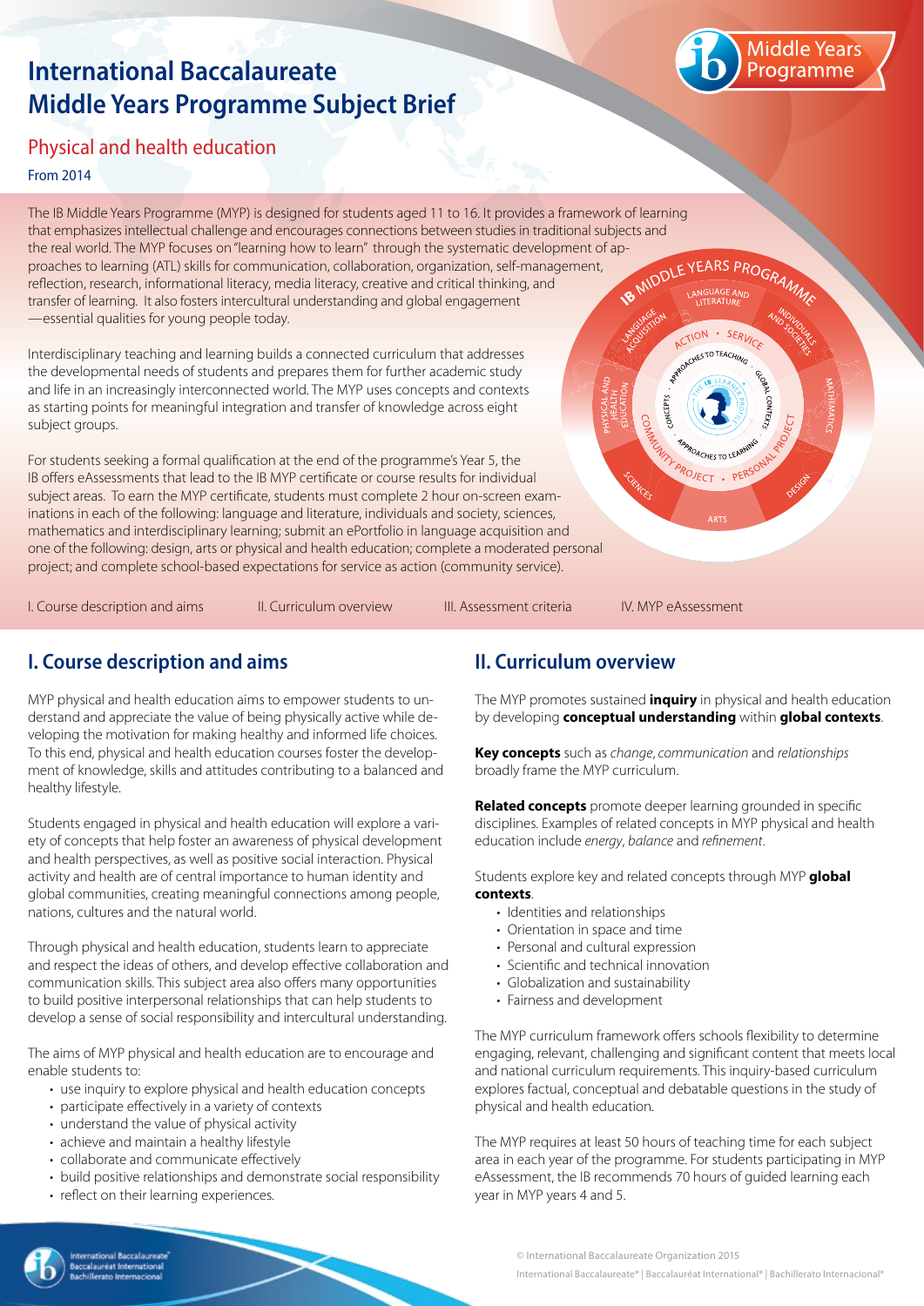# International Baccalaureate Middle Years Programme Subject Brief

## Physical and health education

From 2014

The IB Middle Years Programme (MYP) is designed for students aged 11 to 16. It provides a framework of learning that emphasizes intellectual challenge and encourages connections between studies in traditional subjects and the real world. The MYP focuses on "learning how to learn" through the systematic development of approaches to learning (ATL) skills for communication, collaboration, organization, self-management, reflection, research, informational literacy, media literacy, creative and critical thinking, and transfer of learning. It also fosters intercultural understanding and global engagement —essential qualities for young people today.

Interdisciplinary teaching and learning builds a connected curriculum that addresses the developmental needs of students and prepares them for further academic study and life in an increasingly interconnected world. The MYP uses concepts and contexts as starting points for meaningful integration and transfer of knowledge across eight subject groups.

For students seeking a formal qualification at the end of the programme's Year 5, the IB offers eAssessments that lead to the IB MYP certificate or course results for individual subject areas. To earn the MYP certificate, students must complete 2 hour on-screen examinations in each of the following: language and literature, individuals and society, sciences, mathematics and interdisciplinary learning; submit an ePortfolio in language acquisition and one of the following: design, arts or physical and health education; complete a moderated personal project; and complete school-based expectations for service as action (community service).

I. Course description and aims | II. Curriculum overview | III. Assessment criteria | IV. MYP eAssessment

## I. Course description and aims

MYP physical and health education aims to empower students to understand and appreciate the value of being physically active while developing the motivation for making healthy and informed life choices. To this end, physical and health education courses foster the development of knowledge, skills and attitudes contributing to a balanced and healthy lifestyle.

Students engaged in physical and health education will explore a variety of concepts that help foster an awareness of physical development and health perspectives, as well as positive social interaction. Physical activity and health are of central importance to human identity and global communities, creating meaningful connections among people, nations, cultures and the natural world.

Through physical and health education, students learn to appreciate and respect the ideas of others, and develop effective collaboration and communication skills. This subject area also offers many opportunities to build positive interpersonal relationships that can help students to develop a sense of social responsibility and intercultural understanding.

The aims of MYP physical and health education are to encourage and enable students to:

- use inquiry to explore physical and health education concepts
- participate effectively in a variety of contexts
- understand the value of physical activity
- achieve and maintain a healthy lifestyle
- collaborate and communicate effectively
- build positive relationships and demonstrate social responsibility
- reflect on their learning experiences.

## II. Curriculum overview

The MYP promotes sustained **inquiry** in physical and health education by developing **conceptual understanding** within **global contexts**.

**Key concepts** such as *change*, *communication* and *relationships* broadly frame the MYP curriculum.

**Related concepts** promote deeper learning grounded in specific disciplines. Examples of related concepts in MYP physical and health education include *energy*, *balance* and *refinement*.

Students explore key and related concepts through MYP **global contexts**.

- Identities and relationships
- Orientation in space and time
- Personal and cultural expression
- Scientific and technical innovation
- Globalization and sustainability
- Fairness and development

The MYP curriculum framework offers schools flexibility to determine engaging, relevant, challenging and significant content that meets local and national curriculum requirements. This inquiry-based curriculum explores factual, conceptual and debatable questions in the study of physical and health education.

The MYP requires at least 50 hours of teaching time for each subject area in each year of the programme. For students participating in MYP eAssessment, the IB recommends 70 hours of guided learning each year in MYP years 4 and 5.

© International Baccalaureate Organization 2015
International Baccalaureate® | Baccalauréat International® | Bachillerato Internacional®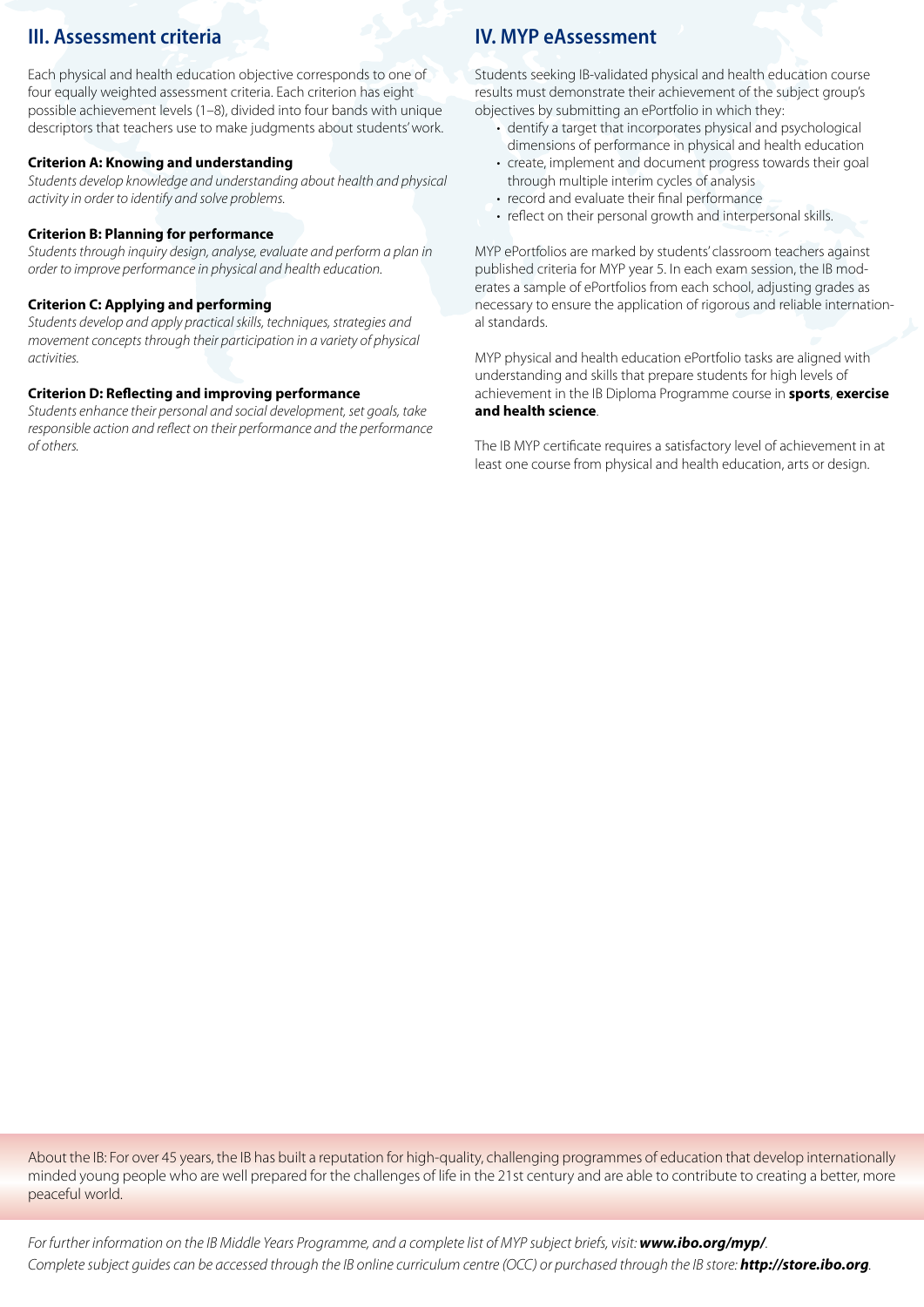## III. Assessment criteria

Each physical and health education objective corresponds to one of four equally weighted assessment criteria. Each criterion has eight possible achievement levels (1–8), divided into four bands with unique descriptors that teachers use to make judgments about students' work.

**Criterion A: Knowing and understanding**
*Students develop knowledge and understanding about health and physical activity in order to identify and solve problems.*

**Criterion B: Planning for performance**
*Students through inquiry design, analyse, evaluate and perform a plan in order to improve performance in physical and health education.*

**Criterion C: Applying and performing**
*Students develop and apply practical skills, techniques, strategies and movement concepts through their participation in a variety of physical activities.*

**Criterion D: Reflecting and improving performance**
*Students enhance their personal and social development, set goals, take responsible action and reflect on their performance and the performance of others.*

## IV. MYP eAssessment

Students seeking IB-validated physical and health education course results must demonstrate their achievement of the subject group's objectives by submitting an ePortfolio in which they:

- dentify a target that incorporates physical and psychological dimensions of performance in physical and health education
- create, implement and document progress towards their goal through multiple interim cycles of analysis
- record and evaluate their final performance
- reflect on their personal growth and interpersonal skills.

MYP ePortfolios are marked by students' classroom teachers against published criteria for MYP year 5. In each exam session, the IB moderates a sample of ePortfolios from each school, adjusting grades as necessary to ensure the application of rigorous and reliable international standards.

MYP physical and health education ePortfolio tasks are aligned with understanding and skills that prepare students for high levels of achievement in the IB Diploma Programme course in **sports**, **exercise and health science**.

The IB MYP certificate requires a satisfactory level of achievement in at least one course from physical and health education, arts or design.

About the IB: For over 45 years, the IB has built a reputation for high-quality, challenging programmes of education that develop internationally minded young people who are well prepared for the challenges of life in the 21st century and are able to contribute to creating a better, more peaceful world.

*For further information on the IB Middle Years Programme, and a complete list of MYP subject briefs, visit:* ***www.ibo.org/myp/****.*
*Complete subject guides can be accessed through the IB online curriculum centre (OCC) or purchased through the IB store:* ***http://store.ibo.org****.*